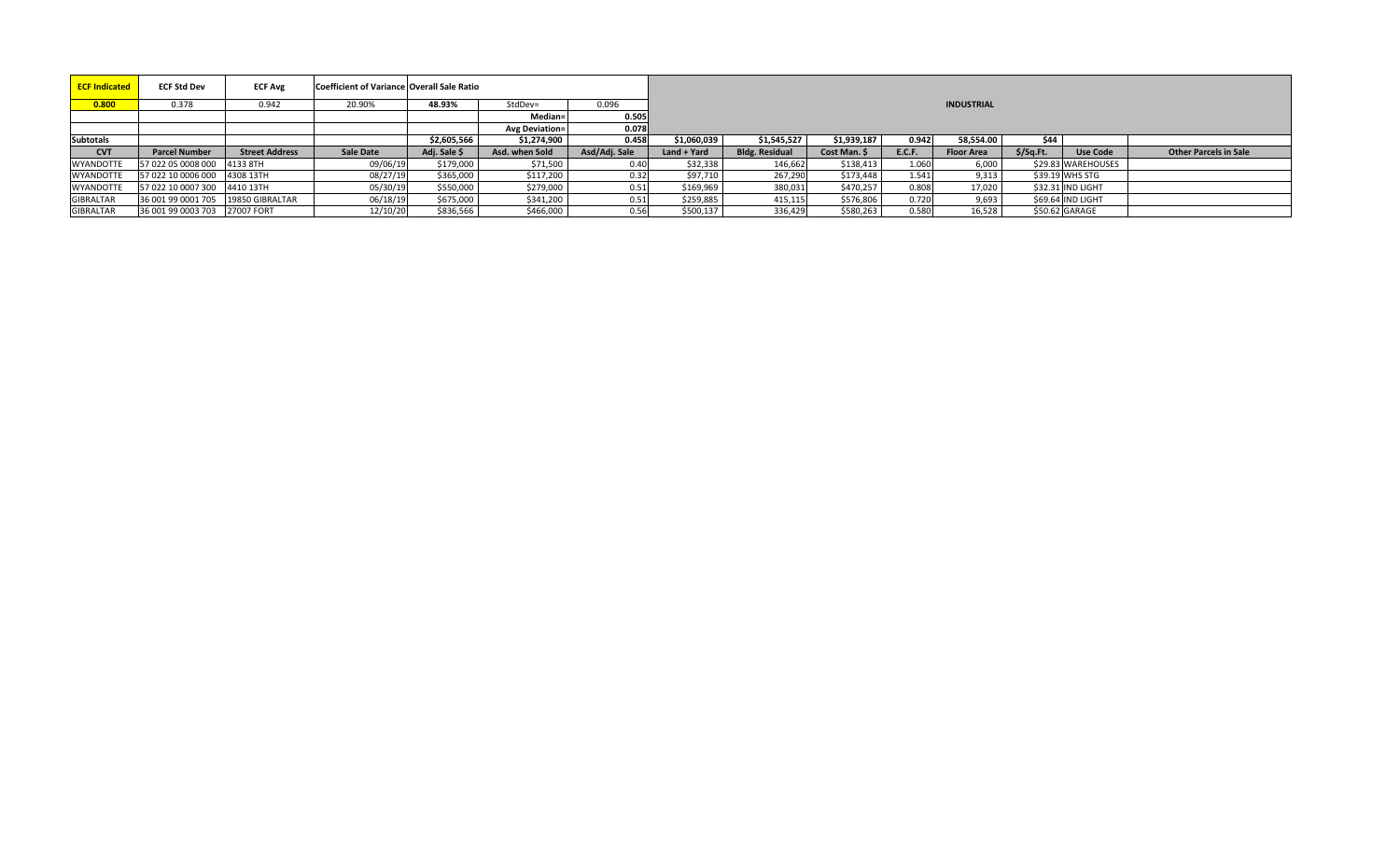| ECF Indicated | ECF Std Dev | ECF Avg | Coefficient of Variance | Overall Sale Ratio | | | | | | | | | | | |
|---|---|---|---|---|---|---|---|---|---|---|---|---|---|---|---|
| 0.800 | 0.378 | 0.942 | 20.90% | 48.93% | StdDev= | 0.096 | INDUSTRIAL | | | | | | | | |
| | | | | | Median= | 0.505 | | | | | | | | | |
| | | | | | Avg Deviation= | 0.078 | | | | | | | | | |
| Subtotals | | | | $2,605,566 | $1,274,900 | 0.458 | $1,060,039 | $1,545,527 | $1,939,187 | 0.942 | 58,554.00 | $44 | | | |
| CVT | Parcel Number | Street Address | Sale Date | Adj. Sale $ | Asd. when Sold | Asd/Adj. Sale | Land + Yard | Bldg. Residual | Cost Man. $ | E.C.F. | Floor Area | $/Sq.Ft. | Use Code | Other Parcels in Sale | |
| WYANDOTTE | 57 022 05 0008 000 | 4133 8TH | 09/06/19 | $179,000 | $71,500 | 0.40 | $32,338 | 146,662 | $138,413 | 1.060 | 6,000 | $29.83 | WAREHOUSES | | |
| WYANDOTTE | 57 022 10 0006 000 | 4308 13TH | 08/27/19 | $365,000 | $117,200 | 0.32 | $97,710 | 267,290 | $173,448 | 1.541 | 9,313 | $39.19 | WHS STG | | |
| WYANDOTTE | 57 022 10 0007 300 | 4410 13TH | 05/30/19 | $550,000 | $279,000 | 0.51 | $169,969 | 380,031 | $470,257 | 0.808 | 17,020 | $32.31 | IND LIGHT | | |
| GIBRALTAR | 36 001 99 0001 705 | 19850 GIBRALTAR | 06/18/19 | $675,000 | $341,200 | 0.51 | $259,885 | 415,115 | $576,806 | 0.720 | 9,693 | $69.64 | IND LIGHT | | |
| GIBRALTAR | 36 001 99 0003 703 | 27007 FORT | 12/10/20 | $836,566 | $466,000 | 0.56 | $500,137 | 336,429 | $580,263 | 0.580 | 16,528 | $50.62 | GARAGE | | |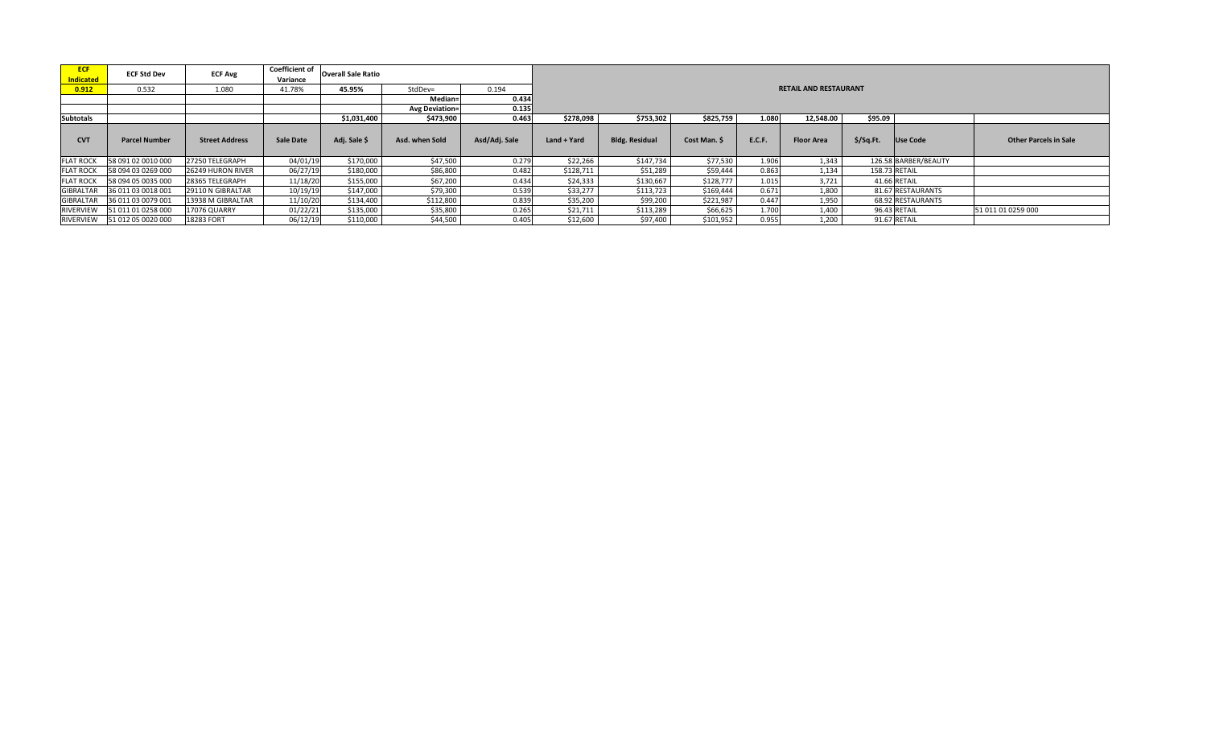| ECF Indicated | ECF Std Dev | ECF Avg | Coefficient of Variance | Overall Sale Ratio | | | | | | | | | | |
|---|---|---|---|---|---|---|---|---|---|---|---|---|---|---|
| 0.912 | 0.532 | 1.080 | 41.78% | 45.95% | StdDev= | 0.194 | RETAIL AND RESTAURANT | | | | | | | |
| | | | | | Median= | 0.434 | | | | | | | | |
| | | | | | Avg Deviation= | 0.135 | | | | | | | | |
| Subtotals | | | | $1,031,400 | $473,900 | 0.463 | $278,098 | $753,302 | $825,759 | 1.080 | 12,548.00 | $95.09 | | |
| CVT | Parcel Number | Street Address | Sale Date | Adj. Sale $ | Asd. when Sold | Asd/Adj. Sale | Land + Yard | Bldg. Residual | Cost Man. $ | E.C.F. | Floor Area | $/Sq.Ft. | Use Code | Other Parcels in Sale |
| FLAT ROCK | 58 091 02 0010 000 | 27250 TELEGRAPH | 04/01/19 | $170,000 | $47,500 | 0.279 | $22,266 | $147,734 | $77,530 | 1.906 | 1,343 | 126.58 | BARBER/BEAUTY | |
| FLAT ROCK | 58 094 03 0269 000 | 26249 HURON RIVER | 06/27/19 | $180,000 | $86,800 | 0.482 | $128,711 | $51,289 | $59,444 | 0.863 | 1,134 | 158.73 | RETAIL | |
| FLAT ROCK | 58 094 05 0035 000 | 28365 TELEGRAPH | 11/18/20 | $155,000 | $67,200 | 0.434 | $24,333 | $130,667 | $128,777 | 1.015 | 3,721 | 41.66 | RETAIL | |
| GIBRALTAR | 36 011 03 0018 001 | 29110 N GIBRALTAR | 10/19/19 | $147,000 | $79,300 | 0.539 | $33,277 | $113,723 | $169,444 | 0.671 | 1,800 | 81.67 | RESTAURANTS | |
| GIBRALTAR | 36 011 03 0079 001 | 13938 M GIBRALTAR | 11/10/20 | $134,400 | $112,800 | 0.839 | $35,200 | $99,200 | $221,987 | 0.447 | 1,950 | 68.92 | RESTAURANTS | |
| RIVERVIEW | 51 011 01 0258 000 | 17076 QUARRY | 01/22/21 | $135,000 | $35,800 | 0.265 | $21,711 | $113,289 | $66,625 | 1.700 | 1,400 | 96.43 | RETAIL | 51 011 01 0259 000 |
| RIVERVIEW | 51 012 05 0020 000 | 18283 FORT | 06/12/19 | $110,000 | $44,500 | 0.405 | $12,600 | $97,400 | $101,952 | 0.955 | 1,200 | 91.67 | RETAIL | |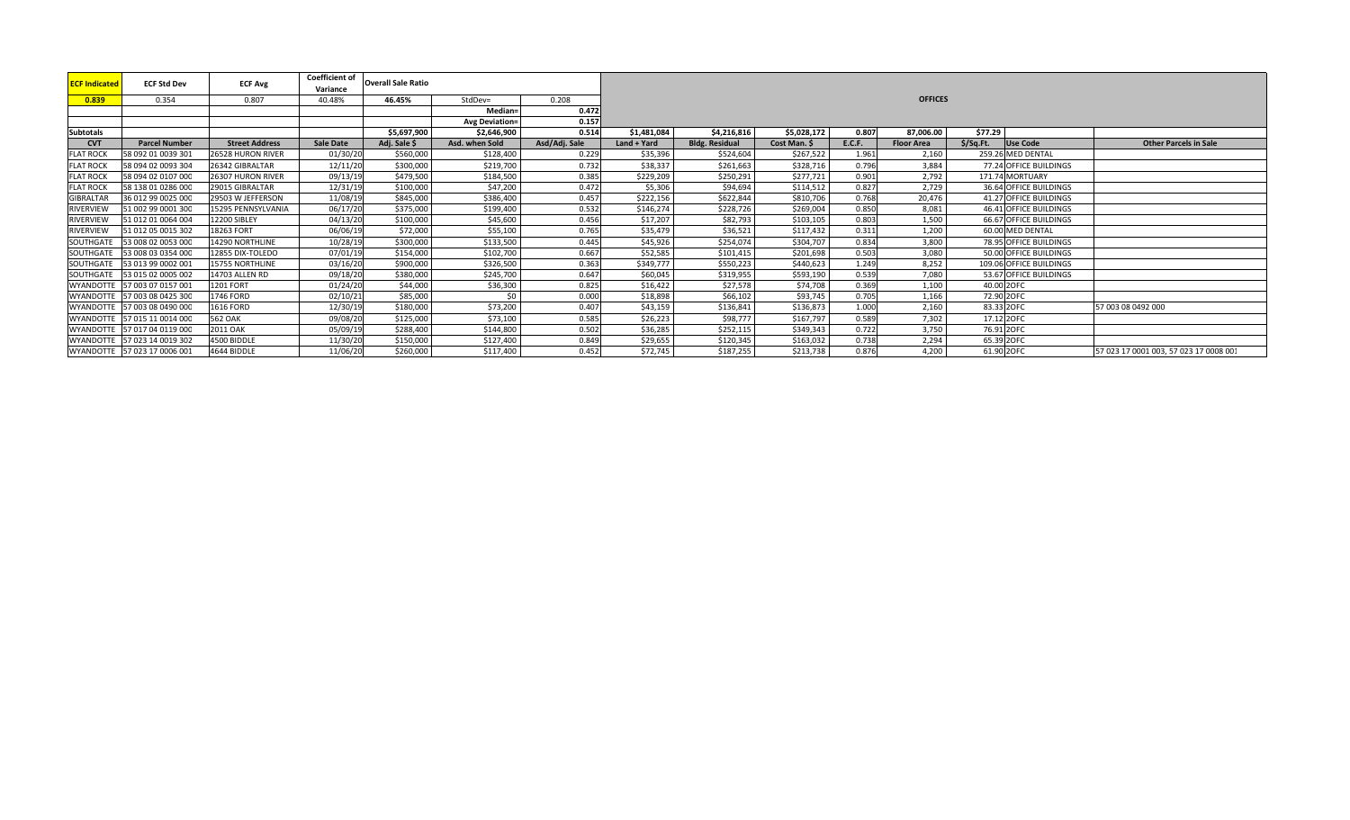| ECF Indicated | ECF Std Dev | ECF Avg | Coefficient of Variance | Overall Sale Ratio | | | | | | | | | | | |
|---|---|---|---|---|---|---|---|---|---|---|---|---|---|---|---|
| 0.839 | 0.354 | 0.807 | 40.48% | 46.45% | StdDev= | 0.208 | OFFICES | | | | | | | | |
| | | | | | Median= | 0.472 | | | | | | | | | |
| | | | | | Avg Deviation= | 0.157 | | | | | | | | | |
| Subtotals | | | | $5,697,900 | $2,646,900 | 0.514 | $1,481,084 | $4,216,816 | $5,028,172 | 0.807 | 87,006.00 | $77.29 | | | |
| CVT | Parcel Number | Street Address | Sale Date | Adj. Sale $ | Asd. when Sold | Asd/Adj. Sale | Land + Yard | Bldg. Residual | Cost Man. $ | E.C.F. | Floor Area | $/Sq.Ft. | Use Code | Other Parcels in Sale | |
| FLAT ROCK | 58 092 01 0039 301 | 26528 HURON RIVER | 01/30/20 | $560,000 | $128,400 | 0.229 | $35,396 | $524,604 | $267,522 | 1.961 | 2,160 | 259.26 | MED DENTAL | | |
| FLAT ROCK | 58 094 02 0093 304 | 26342 GIBRALTAR | 12/11/20 | $300,000 | $219,700 | 0.732 | $38,337 | $261,663 | $328,716 | 0.796 | 3,884 | 77.24 | OFFICE BUILDINGS | | |
| FLAT ROCK | 58 094 02 0107 000 | 26307 HURON RIVER | 09/13/19 | $479,500 | $184,500 | 0.385 | $229,209 | $250,291 | $277,721 | 0.901 | 2,792 | 171.74 | MORTUARY | | |
| FLAT ROCK | 58 138 01 0286 000 | 29015 GIBRALTAR | 12/31/19 | $100,000 | $47,200 | 0.472 | $5,306 | $94,694 | $114,512 | 0.827 | 2,729 | 36.64 | OFFICE BUILDINGS | | |
| GIBRALTAR | 36 012 99 0025 000 | 29503 W JEFFERSON | 11/08/19 | $845,000 | $386,400 | 0.457 | $222,156 | $622,844 | $810,706 | 0.768 | 20,476 | 41.27 | OFFICE BUILDINGS | | |
| RIVERVIEW | 51 002 99 0001 300 | 15295 PENNSYLVANIA | 06/17/20 | $375,000 | $199,400 | 0.532 | $146,274 | $228,726 | $269,004 | 0.850 | 8,081 | 46.41 | OFFICE BUILDINGS | | |
| RIVERVIEW | 51 012 01 0064 004 | 12200 SIBLEY | 04/13/20 | $100,000 | $45,600 | 0.456 | $17,207 | $82,793 | $103,105 | 0.803 | 1,500 | 66.67 | OFFICE BUILDINGS | | |
| RIVERVIEW | 51 012 05 0015 302 | 18263 FORT | 06/06/19 | $72,000 | $55,100 | 0.765 | $35,479 | $36,521 | $117,432 | 0.311 | 1,200 | 60.00 | MED DENTAL | | |
| SOUTHGATE | 53 008 02 0053 000 | 14290 NORTHLINE | 10/28/19 | $300,000 | $133,500 | 0.445 | $45,926 | $254,074 | $304,707 | 0.834 | 3,800 | 78.95 | OFFICE BUILDINGS | | |
| SOUTHGATE | 53 008 03 0354 000 | 12855 DIX-TOLEDO | 07/01/19 | $154,000 | $102,700 | 0.667 | $52,585 | $101,415 | $201,698 | 0.503 | 3,080 | 50.00 | OFFICE BUILDINGS | | |
| SOUTHGATE | 53 013 99 0002 001 | 15755 NORTHLINE | 03/16/20 | $900,000 | $326,500 | 0.363 | $349,777 | $550,223 | $440,623 | 1.249 | 8,252 | 109.06 | OFFICE BUILDINGS | | |
| SOUTHGATE | 53 015 02 0005 002 | 14703 ALLEN RD | 09/18/20 | $380,000 | $245,700 | 0.647 | $60,045 | $319,955 | $593,190 | 0.539 | 7,080 | 53.67 | OFFICE BUILDINGS | | |
| WYANDOTTE | 57 003 07 0157 001 | 1201 FORT | 01/24/20 | $44,000 | $36,300 | 0.825 | $16,422 | $27,578 | $74,708 | 0.369 | 1,100 | 40.00 | 2OFC | | |
| WYANDOTTE | 57 003 08 0425 300 | 1746 FORD | 02/10/21 | $85,000 | $0 | 0.000 | $18,898 | $66,102 | $93,745 | 0.705 | 1,166 | 72.90 | 2OFC | | |
| WYANDOTTE | 57 003 08 0490 000 | 1616 FORD | 12/30/19 | $180,000 | $73,200 | 0.407 | $43,159 | $136,841 | $136,873 | 1.000 | 2,160 | 83.33 | 2OFC | 57 003 08 0492 000 | |
| WYANDOTTE | 57 015 11 0014 000 | 562 OAK | 09/08/20 | $125,000 | $73,100 | 0.585 | $26,223 | $98,777 | $167,797 | 0.589 | 7,302 | 17.12 | 2OFC | | |
| WYANDOTTE | 57 017 04 0119 000 | 2011 OAK | 05/09/19 | $288,400 | $144,800 | 0.502 | $36,285 | $252,115 | $349,343 | 0.722 | 3,750 | 76.91 | 2OFC | | |
| WYANDOTTE | 57 023 14 0019 302 | 4500 BIDDLE | 11/30/20 | $150,000 | $127,400 | 0.849 | $29,655 | $120,345 | $163,032 | 0.738 | 2,294 | 65.39 | 2OFC | | |
| WYANDOTTE | 57 023 17 0006 001 | 4644 BIDDLE | 11/06/20 | $260,000 | $117,400 | 0.452 | $72,745 | $187,255 | $213,738 | 0.876 | 4,200 | 61.90 | 2OFC | 57 023 17 0001 003, 57 023 17 0008 001 | |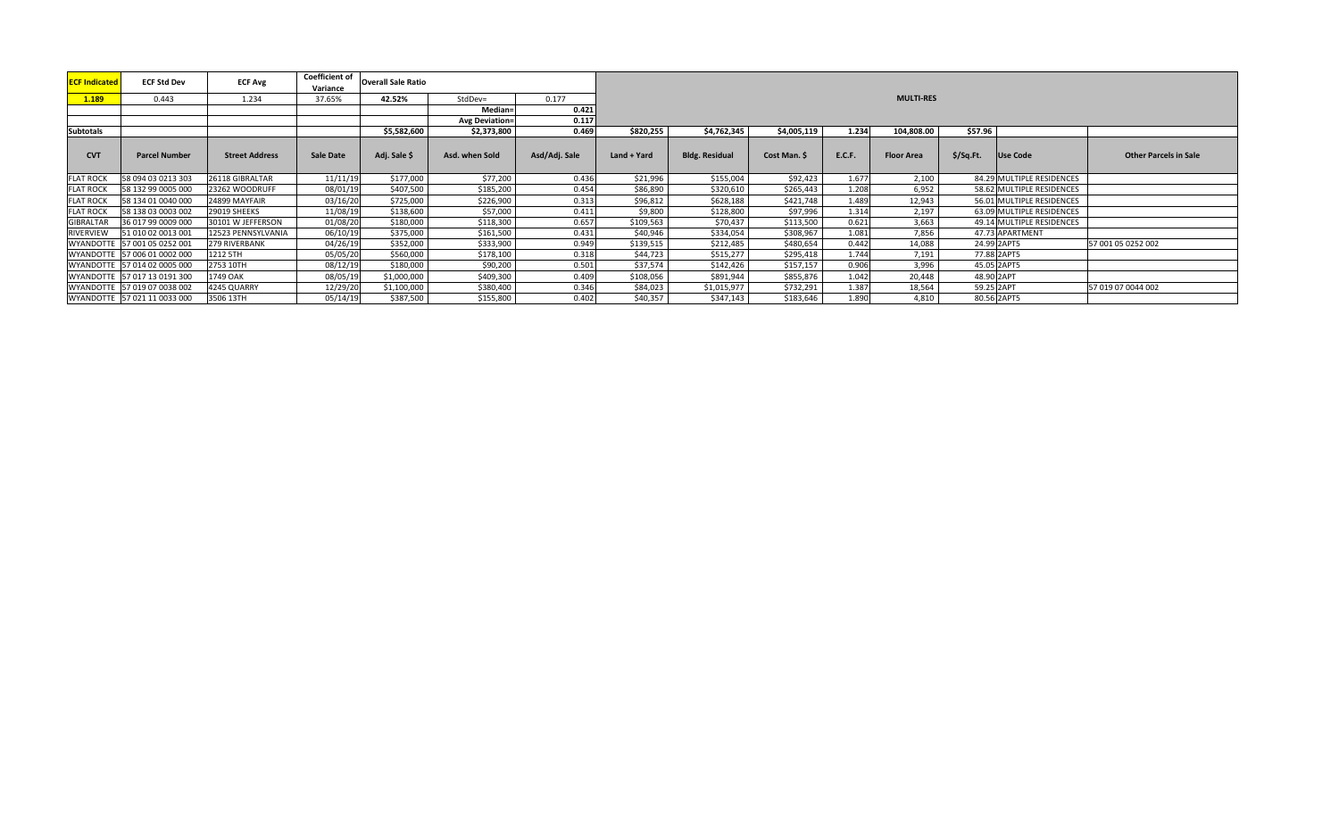| ECF Indicated | ECF Std Dev | ECF Avg | Coefficient of Variance | Overall Sale Ratio | | | MULTI-RES | | | | | | | |
|---|---|---|---|---|---|---|---|---|---|---|---|---|---|---|
| 1.189 | 0.443 | 1.234 | 37.65% | 42.52% | StdDev= | 0.177 | | | | | | | | |
| | | | | | Median= | 0.421 | | | | | | | | |
| | | | | | Avg Deviation= | 0.117 | | | | | | | | |
| Subtotals | | | | $5,582,600 | $2,373,800 | 0.469 | $820,255 | $4,762,345 | $4,005,119 | 1.234 | 104,808.00 | $57.96 | | |
| CVT | Parcel Number | Street Address | Sale Date | Adj. Sale $ | Asd. when Sold | Asd/Adj. Sale | Land + Yard | Bldg. Residual | Cost Man. $ | E.C.F. | Floor Area | $/Sq.Ft. | Use Code | Other Parcels in Sale |
| FLAT ROCK | 58 094 03 0213 303 | 26118 GIBRALTAR | 11/11/19 | $177,000 | $77,200 | 0.436 | $21,996 | $155,004 | $92,423 | 1.677 | 2,100 | 84.29 | MULTIPLE RESIDENCES | |
| FLAT ROCK | 58 132 99 0005 000 | 23262 WOODRUFF | 08/01/19 | $407,500 | $185,200 | 0.454 | $86,890 | $320,610 | $265,443 | 1.208 | 6,952 | 58.62 | MULTIPLE RESIDENCES | |
| FLAT ROCK | 58 134 01 0040 000 | 24899 MAYFAIR | 03/16/20 | $725,000 | $226,900 | 0.313 | $96,812 | $628,188 | $421,748 | 1.489 | 12,943 | 56.01 | MULTIPLE RESIDENCES | |
| FLAT ROCK | 58 138 03 0003 002 | 29019 SHEEKS | 11/08/19 | $138,600 | $57,000 | 0.411 | $9,800 | $128,800 | $97,996 | 1.314 | 2,197 | 63.09 | MULTIPLE RESIDENCES | |
| GIBRALTAR | 36 017 99 0009 000 | 30101 W JEFFERSON | 01/08/20 | $180,000 | $118,300 | 0.657 | $109,563 | $70,437 | $113,500 | 0.621 | 3,663 | 49.14 | MULTIPLE RESIDENCES | |
| RIVERVIEW | 51 010 02 0013 001 | 12523 PENNSYLVANIA | 06/10/19 | $375,000 | $161,500 | 0.431 | $40,946 | $334,054 | $308,967 | 1.081 | 7,856 | 47.73 | APARTMENT | |
| WYANDOTTE | 57 001 05 0252 001 | 279 RIVERBANK | 04/26/19 | $352,000 | $333,900 | 0.949 | $139,515 | $212,485 | $480,654 | 0.442 | 14,088 | 24.99 | 2APTS | 57 001 05 0252 002 |
| WYANDOTTE | 57 006 01 0002 000 | 1212 5TH | 05/05/20 | $560,000 | $178,100 | 0.318 | $44,723 | $515,277 | $295,418 | 1.744 | 7,191 | 77.88 | 2APTS | |
| WYANDOTTE | 57 014 02 0005 000 | 2753 10TH | 08/12/19 | $180,000 | $90,200 | 0.501 | $37,574 | $142,426 | $157,157 | 0.906 | 3,996 | 45.05 | 2APTS | |
| WYANDOTTE | 57 017 13 0191 300 | 1749 OAK | 08/05/19 | $1,000,000 | $409,300 | 0.409 | $108,056 | $891,944 | $855,876 | 1.042 | 20,448 | 48.90 | 2APT | |
| WYANDOTTE | 57 019 07 0038 002 | 4245 QUARRY | 12/29/20 | $1,100,000 | $380,400 | 0.346 | $84,023 | $1,015,977 | $732,291 | 1.387 | 18,564 | 59.25 | 2APT | 57 019 07 0044 002 |
| WYANDOTTE | 57 021 11 0033 000 | 3506 13TH | 05/14/19 | $387,500 | $155,800 | 0.402 | $40,357 | $347,143 | $183,646 | 1.890 | 4,810 | 80.56 | 2APTS | |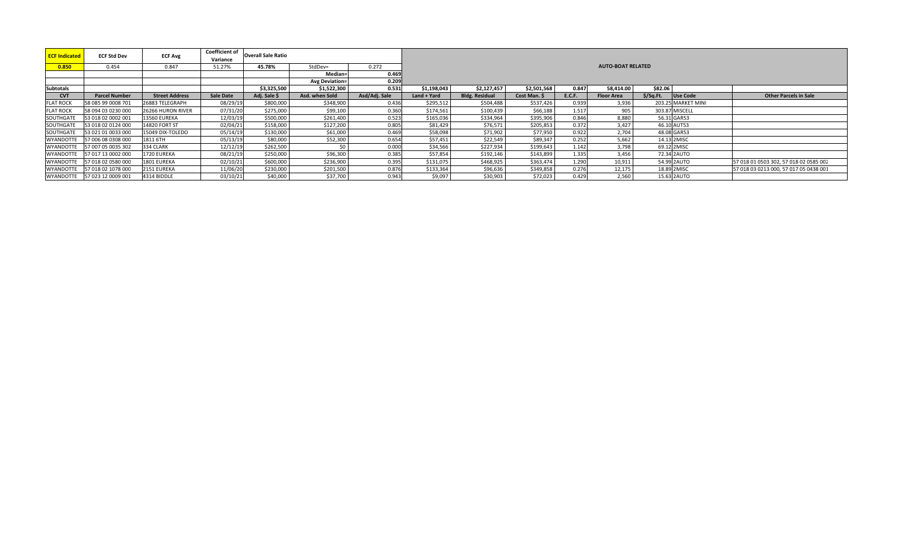| ECF Indicated | ECF Std Dev | ECF Avg | Coefficient of Variance | Overall Sale Ratio | | | | | | | | | | | |
|---|---|---|---|---|---|---|---|---|---|---|---|---|---|---|---|
| 0.850 | 0.454 | 0.847 | 51.27% | 45.78% | StdDev= | 0.272 | AUTO-BOAT RELATED | | | | | | | | |
| | | | | | Median= | 0.469 | | | | | | | | | |
| | | | | | Avg Deviation= | 0.209 | | | | | | | | | |
| Subtotals | | | | $3,325,500 | $1,522,300 | 0.531 | $1,198,043 | $2,127,457 | $2,501,568 | 0.847 | 58,414.00 | $82.06 | | | |
| CVT | Parcel Number | Street Address | Sale Date | Adj. Sale $ | Asd. when Sold | Asd/Adj. Sale | Land + Yard | Bldg. Residual | Cost Man. $ | E.C.F. | Floor Area | $/Sq.Ft. | Use Code | Other Parcels in Sale | |
| FLAT ROCK | 58 085 99 0008 701 | 26883 TELEGRAPH | 08/29/19 | $800,000 | $348,900 | 0.436 | $295,512 | $504,488 | $537,426 | 0.939 | 3,936 | 203.25 | MARKET MINI | | |
| FLAT ROCK | 58 094 03 0230 000 | 26266 HURON RIVER | 07/31/20 | $275,000 | $99,100 | 0.360 | $174,561 | $100,439 | $66,188 | 1.517 | 905 | 303.87 | MISCELL | | |
| SOUTHGATE | 53 018 02 0002 001 | 13560 EUREKA | 12/03/19 | $500,000 | $261,400 | 0.523 | $165,036 | $334,964 | $395,906 | 0.846 | 8,880 | 56.31 | GAR53 | | |
| SOUTHGATE | 53 018 02 0124 000 | 14820 FORT ST | 02/04/21 | $158,000 | $127,200 | 0.805 | $81,429 | $76,571 | $205,853 | 0.372 | 3,427 | 46.10 | AUT53 | | |
| SOUTHGATE | 53 021 01 0033 000 | 15049 DIX-TOLEDO | 05/14/19 | $130,000 | $61,000 | 0.469 | $58,098 | $71,902 | $77,950 | 0.922 | 2,704 | 48.08 | GAR53 | | |
| WYANDOTTE | 57 006 08 0308 000 | 1811 6TH | 05/13/19 | $80,000 | $52,300 | 0.654 | $57,451 | $22,549 | $89,347 | 0.252 | 5,662 | 14.13 | 2MISC | | |
| WYANDOTTE | 57 007 05 0035 302 | 334 CLARK | 12/12/19 | $262,500 | $0 | 0.000 | $34,566 | $227,934 | $199,643 | 1.142 | 3,798 | 69.12 | 2MISC | | |
| WYANDOTTE | 57 017 13 0002 000 | 1720 EUREKA | 08/21/19 | $250,000 | $96,300 | 0.385 | $57,854 | $192,146 | $143,899 | 1.335 | 3,456 | 72.34 | 2AUTO | | |
| WYANDOTTE | 57 018 02 0580 000 | 1801 EUREKA | 02/10/21 | $600,000 | $236,900 | 0.395 | $131,075 | $468,925 | $363,474 | 1.290 | 10,911 | 54.99 | 2AUTO | 57 018 01 0503 302, 57 018 02 0585 002 | |
| WYANDOTTE | 57 018 02 1078 000 | 2151 EUREKA | 11/06/20 | $230,000 | $201,500 | 0.876 | $133,364 | $96,636 | $349,858 | 0.276 | 12,175 | 18.89 | 2MISC | 57 018 03 0213 000, 57 017 05 0438 001 | |
| WYANDOTTE | 57 023 12 0009 001 | 4314 BIDDLE | 03/10/21 | $40,000 | $37,700 | 0.943 | $9,097 | $30,903 | $72,023 | 0.429 | 2,560 | 15.63 | 2AUTO | | |